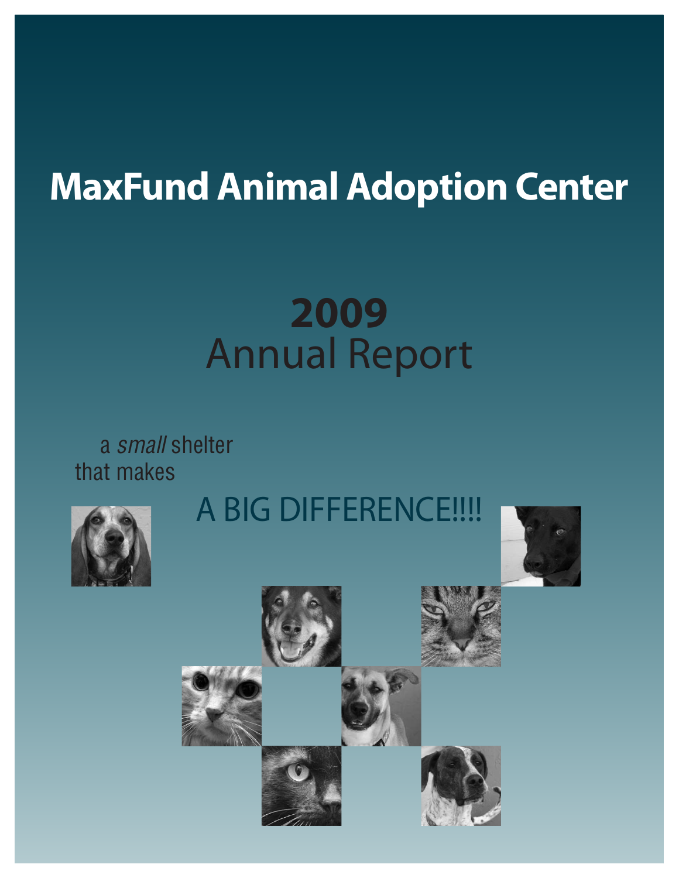# MaxFund Animal Adoption Center

## 2009
## Annual Report

a *small* shelter
that makes

A BIG DIFFERENCE!!!!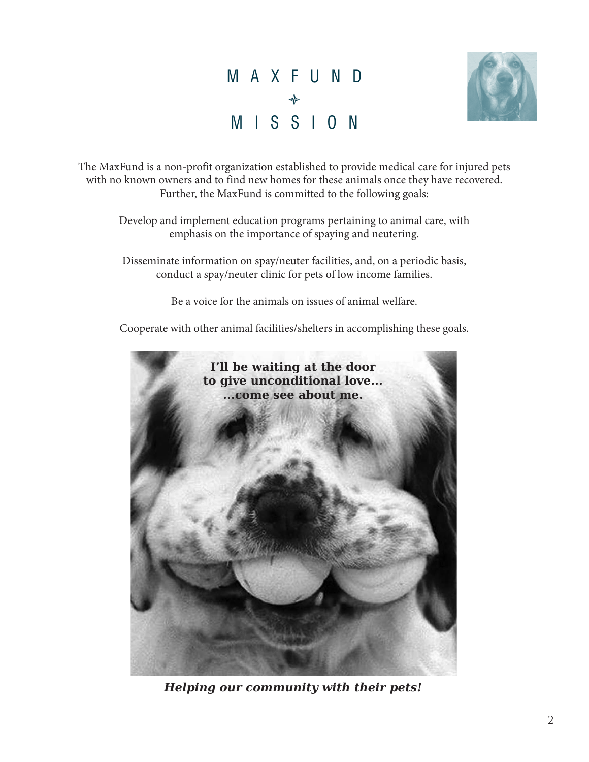# MAXFUND ✧ MISSION

The MaxFund is a non-profit organization established to provide medical care for injured pets with no known owners and to find new homes for these animals once they have recovered. Further, the MaxFund is committed to the following goals:

Develop and implement education programs pertaining to animal care, with emphasis on the importance of spaying and neutering.

Disseminate information on spay/neuter facilities, and, on a periodic basis, conduct a spay/neuter clinic for pets of low income families.

Be a voice for the animals on issues of animal welfare.

Cooperate with other animal facilities/shelters in accomplishing these goals.

**I'll be waiting at the door to give unconditional love... ...come see about me.**

***Helping our community with their pets!***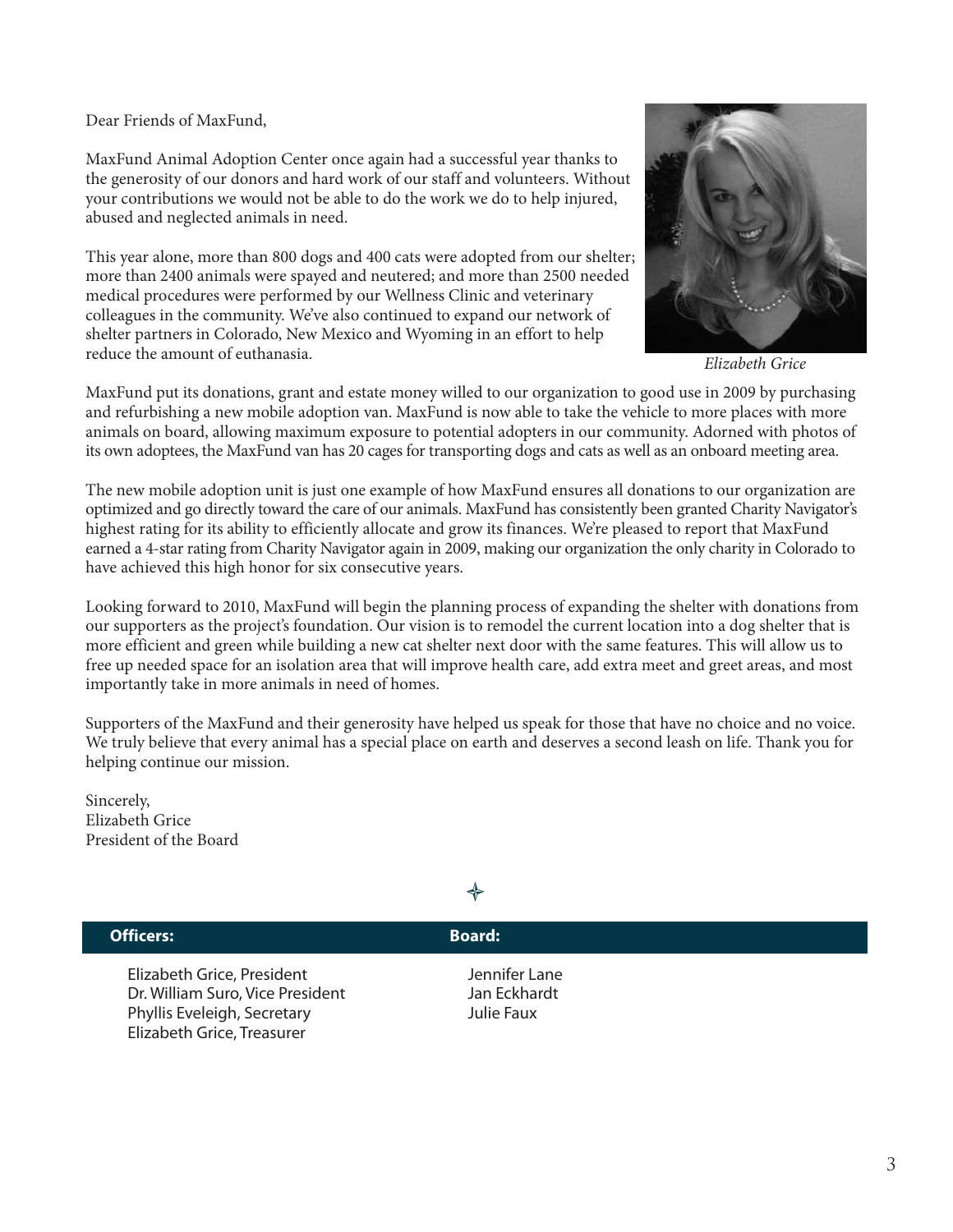Dear Friends of MaxFund,

MaxFund Animal Adoption Center once again had a successful year thanks to the generosity of our donors and hard work of our staff and volunteers. Without your contributions we would not be able to do the work we do to help injured, abused and neglected animals in need.

This year alone, more than 800 dogs and 400 cats were adopted from our shelter; more than 2400 animals were spayed and neutered; and more than 2500 needed medical procedures were performed by our Wellness Clinic and veterinary colleagues in the community. We've also continued to expand our network of shelter partners in Colorado, New Mexico and Wyoming in an effort to help reduce the amount of euthanasia.

*Elizabeth Grice*

MaxFund put its donations, grant and estate money willed to our organization to good use in 2009 by purchasing and refurbishing a new mobile adoption van. MaxFund is now able to take the vehicle to more places with more animals on board, allowing maximum exposure to potential adopters in our community. Adorned with photos of its own adoptees, the MaxFund van has 20 cages for transporting dogs and cats as well as an onboard meeting area.

The new mobile adoption unit is just one example of how MaxFund ensures all donations to our organization are optimized and go directly toward the care of our animals. MaxFund has consistently been granted Charity Navigator's highest rating for its ability to efficiently allocate and grow its finances. We're pleased to report that MaxFund earned a 4-star rating from Charity Navigator again in 2009, making our organization the only charity in Colorado to have achieved this high honor for six consecutive years.

Looking forward to 2010, MaxFund will begin the planning process of expanding the shelter with donations from our supporters as the project's foundation. Our vision is to remodel the current location into a dog shelter that is more efficient and green while building a new cat shelter next door with the same features. This will allow us to free up needed space for an isolation area that will improve health care, add extra meet and greet areas, and most importantly take in more animals in need of homes.

Supporters of the MaxFund and their generosity have helped us speak for those that have no choice and no voice. We truly believe that every animal has a special place on earth and deserves a second leash on life. Thank you for helping continue our mission.

Sincerely,
Elizabeth Grice
President of the Board

| Officers: | Board: |
|---|---|
| Elizabeth Grice, President | Jennifer Lane |
| Dr. William Suro, Vice President | Jan Eckhardt |
| Phyllis Eveleigh, Secretary | Julie Faux |
| Elizabeth Grice, Treasurer | |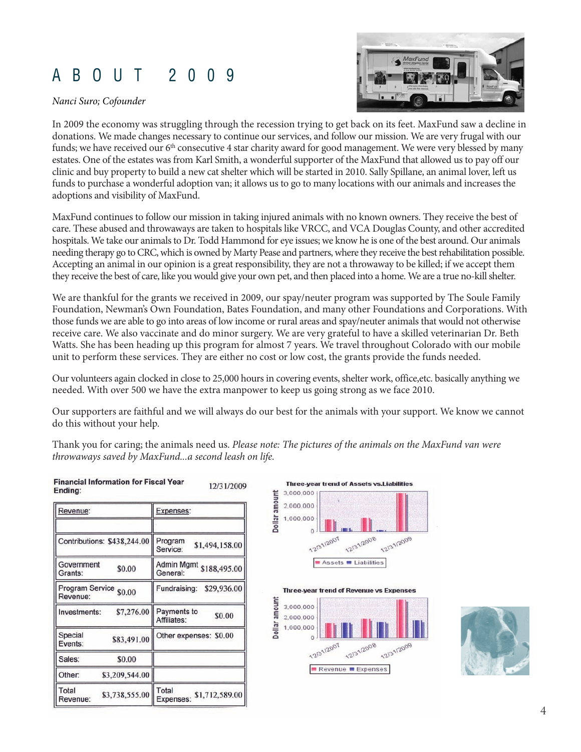# ABOUT 2009

*Nanci Suro; Cofounder*

In 2009 the economy was struggling through the recession trying to get back on its feet. MaxFund saw a decline in donations. We made changes necessary to continue our services, and follow our mission. We are very frugal with our funds; we have received our 6th consecutive 4 star charity award for good management. We were very blessed by many estates. One of the estates was from Karl Smith, a wonderful supporter of the MaxFund that allowed us to pay off our clinic and buy property to build a new cat shelter which will be started in 2010. Sally Spillane, an animal lover, left us funds to purchase a wonderful adoption van; it allows us to go to many locations with our animals and increases the adoptions and visibility of MaxFund.

MaxFund continues to follow our mission in taking injured animals with no known owners. They receive the best of care. These abused and throwaways are taken to hospitals like VRCC, and VCA Douglas County, and other accredited hospitals. We take our animals to Dr. Todd Hammond for eye issues; we know he is one of the best around. Our animals needing therapy go to CRC, which is owned by Marty Pease and partners, where they receive the best rehabilitation possible. Accepting an animal in our opinion is a great responsibility, they are not a throwaway to be killed; if we accept them they receive the best of care, like you would give your own pet, and then placed into a home. We are a true no-kill shelter.

We are thankful for the grants we received in 2009, our spay/neuter program was supported by The Soule Family Foundation, Newman's Own Foundation, Bates Foundation, and many other Foundations and Corporations. With those funds we are able to go into areas of low income or rural areas and spay/neuter animals that would not otherwise receive care. We also vaccinate and do minor surgery. We are very grateful to have a skilled veterinarian Dr. Beth Watts. She has been heading up this program for almost 7 years. We travel throughout Colorado with our mobile unit to perform these services. They are either no cost or low cost, the grants provide the funds needed.

Our volunteers again clocked in close to 25,000 hours in covering events, shelter work, office,etc. basically anything we needed. With over 500 we have the extra manpower to keep us going strong as we face 2010.

Our supporters are faithful and we will always do our best for the animals with your support. We know we cannot do this without your help.

Thank you for caring; the animals need us. *Please note: The pictures of the animals on the MaxFund van were throwaways saved by MaxFund...a second leash on life.*

**Financial Information for Fiscal Year Ending:** 12/31/2009

| Revenue: | | Expenses: | |
|---|---|---|---|
| Contributions: | $438,244.00 | Program Service: | $1,494,158.00 |
| Government Grants: | $0.00 | Admin Mgmt General: | $188,495.00 |
| Program Service Revenue: | $0.00 | Fundraising: | $29,936.00 |
| Investments: | $7,276.00 | Payments to Affiliates: | $0.00 |
| Special Events: | $83,491.00 | Other expenses: | $0.00 |
| Sales: | $0.00 | | |
| Other: | $3,209,544.00 | | |
| Total Revenue: | $3,738,555.00 | Total Expenses: | $1,712,589.00 |

Three-year trend of Assets vs.Liabilities

Three-year trend of Revenue vs Expenses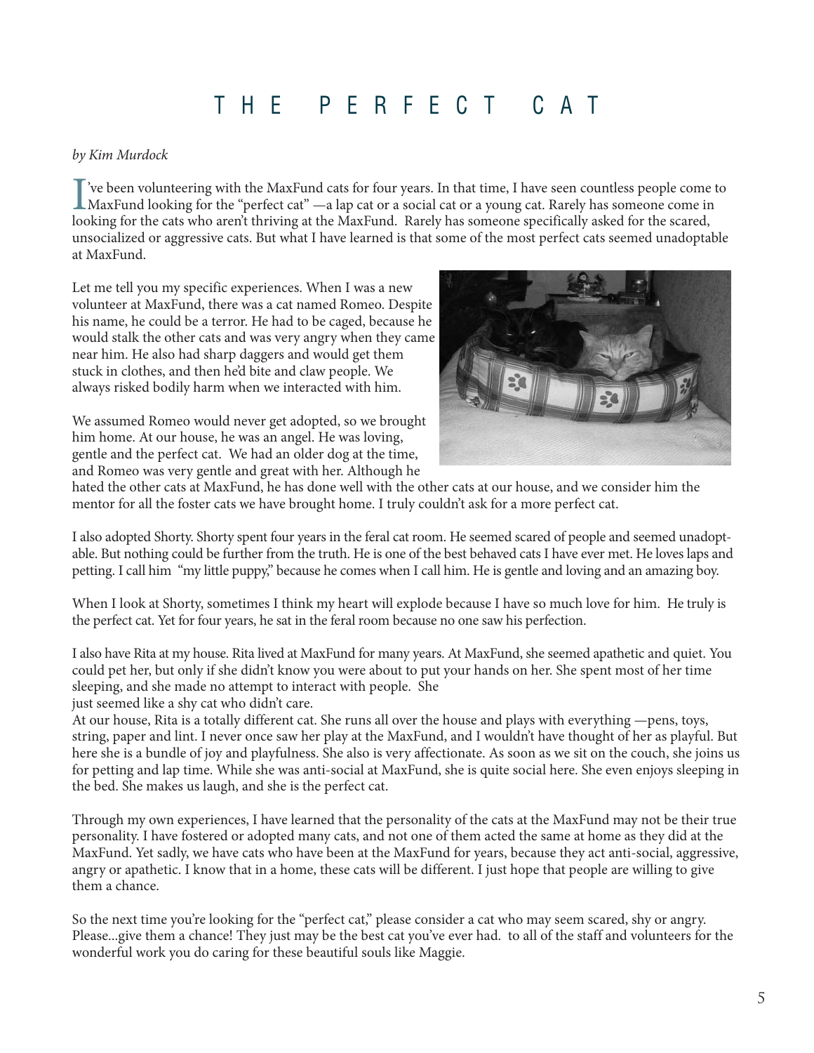# THE PERFECT CAT

*by Kim Murdock*

I've been volunteering with the MaxFund cats for four years. In that time, I have seen countless people come to MaxFund looking for the "perfect cat" —a lap cat or a social cat or a young cat. Rarely has someone come in looking for the cats who aren't thriving at the MaxFund. Rarely has someone specifically asked for the scared, unsocialized or aggressive cats. But what I have learned is that some of the most perfect cats seemed unadoptable at MaxFund.

Let me tell you my specific experiences. When I was a new volunteer at MaxFund, there was a cat named Romeo. Despite his name, he could be a terror. He had to be caged, because he would stalk the other cats and was very angry when they came near him. He also had sharp daggers and would get them stuck in clothes, and then he'd bite and claw people. We always risked bodily harm when we interacted with him.

We assumed Romeo would never get adopted, so we brought him home. At our house, he was an angel. He was loving, gentle and the perfect cat. We had an older dog at the time, and Romeo was very gentle and great with her. Although he hated the other cats at MaxFund, he has done well with the other cats at our house, and we consider him the mentor for all the foster cats we have brought home. I truly couldn't ask for a more perfect cat.

I also adopted Shorty. Shorty spent four years in the feral cat room. He seemed scared of people and seemed unadoptable. But nothing could be further from the truth. He is one of the best behaved cats I have ever met. He loves laps and petting. I call him "my little puppy," because he comes when I call him. He is gentle and loving and an amazing boy.

When I look at Shorty, sometimes I think my heart will explode because I have so much love for him. He truly is the perfect cat. Yet for four years, he sat in the feral room because no one saw his perfection.

I also have Rita at my house. Rita lived at MaxFund for many years. At MaxFund, she seemed apathetic and quiet. You could pet her, but only if she didn't know you were about to put your hands on her. She spent most of her time sleeping, and she made no attempt to interact with people. She just seemed like a shy cat who didn't care.

At our house, Rita is a totally different cat. She runs all over the house and plays with everything —pens, toys, string, paper and lint. I never once saw her play at the MaxFund, and I wouldn't have thought of her as playful. But here she is a bundle of joy and playfulness. She also is very affectionate. As soon as we sit on the couch, she joins us for petting and lap time. While she was anti-social at MaxFund, she is quite social here. She even enjoys sleeping in the bed. She makes us laugh, and she is the perfect cat.

Through my own experiences, I have learned that the personality of the cats at the MaxFund may not be their true personality. I have fostered or adopted many cats, and not one of them acted the same at home as they did at the MaxFund. Yet sadly, we have cats who have been at the MaxFund for years, because they act anti-social, aggressive, angry or apathetic. I know that in a home, these cats will be different. I just hope that people are willing to give them a chance.

So the next time you're looking for the "perfect cat," please consider a cat who may seem scared, shy or angry. Please...give them a chance! They just may be the best cat you've ever had. to all of the staff and volunteers for the wonderful work you do caring for these beautiful souls like Maggie.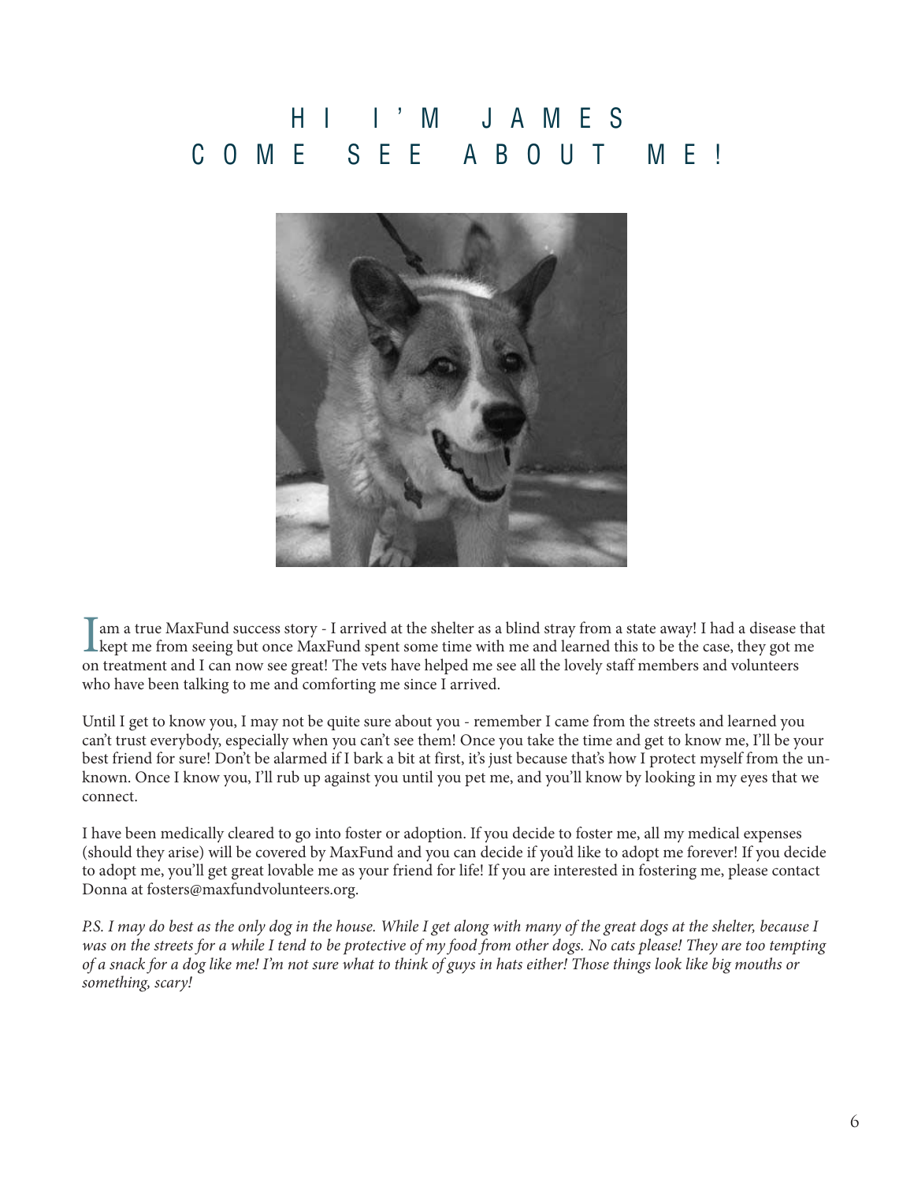# HI I'M JAMES COME SEE ABOUT ME!

I am a true MaxFund success story - I arrived at the shelter as a blind stray from a state away! I had a disease that kept me from seeing but once MaxFund spent some time with me and learned this to be the case, they got me on treatment and I can now see great! The vets have helped me see all the lovely staff members and volunteers who have been talking to me and comforting me since I arrived.

Until I get to know you, I may not be quite sure about you - remember I came from the streets and learned you can't trust everybody, especially when you can't see them! Once you take the time and get to know me, I'll be your best friend for sure! Don't be alarmed if I bark a bit at first, it's just because that's how I protect myself from the unknown. Once I know you, I'll rub up against you until you pet me, and you'll know by looking in my eyes that we connect.

I have been medically cleared to go into foster or adoption. If you decide to foster me, all my medical expenses (should they arise) will be covered by MaxFund and you can decide if you'd like to adopt me forever! If you decide to adopt me, you'll get great lovable me as your friend for life! If you are interested in fostering me, please contact Donna at fosters@maxfundvolunteers.org.

*P.S. I may do best as the only dog in the house. While I get along with many of the great dogs at the shelter, because I was on the streets for a while I tend to be protective of my food from other dogs. No cats please! They are too tempting of a snack for a dog like me! I'm not sure what to think of guys in hats either! Those things look like big mouths or something, scary!*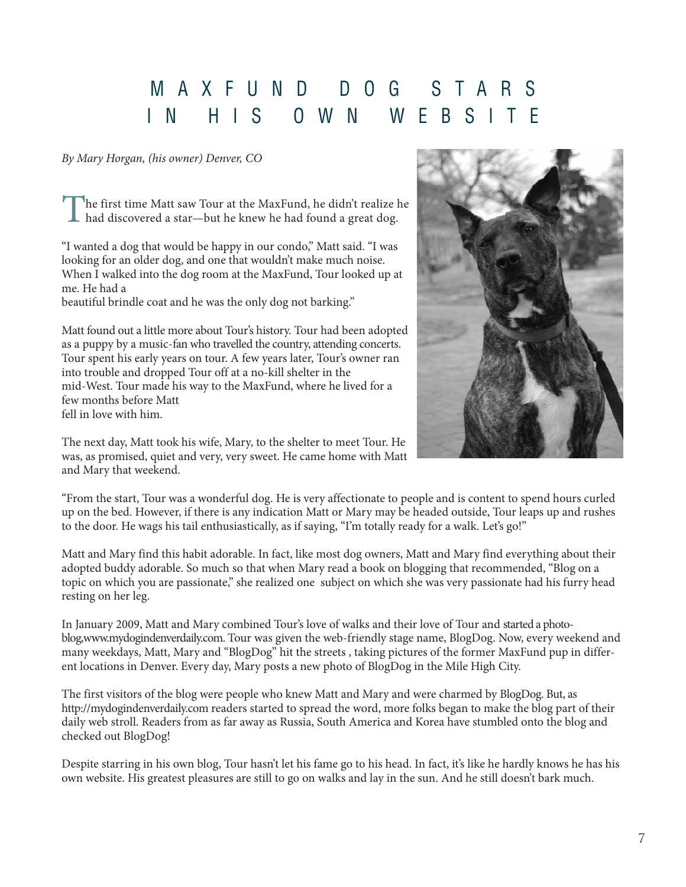# MAXFUND DOG STARS IN HIS OWN WEBSITE

*By Mary Horgan, (his owner) Denver, CO*

The first time Matt saw Tour at the MaxFund, he didn't realize he had discovered a star—but he knew he had found a great dog.

"I wanted a dog that would be happy in our condo," Matt said. "I was looking for an older dog, and one that wouldn't make much noise. When I walked into the dog room at the MaxFund, Tour looked up at me. He had a beautiful brindle coat and he was the only dog not barking."

Matt found out a little more about Tour's history. Tour had been adopted as a puppy by a music-fan who travelled the country, attending concerts. Tour spent his early years on tour. A few years later, Tour's owner ran into trouble and dropped Tour off at a no-kill shelter in the mid-West. Tour made his way to the MaxFund, where he lived for a few months before Matt fell in love with him.

The next day, Matt took his wife, Mary, to the shelter to meet Tour. He was, as promised, quiet and very, very sweet. He came home with Matt and Mary that weekend.

"From the start, Tour was a wonderful dog. He is very affectionate to people and is content to spend hours curled up on the bed. However, if there is any indication Matt or Mary may be headed outside, Tour leaps up and rushes to the door. He wags his tail enthusiastically, as if saying, "I'm totally ready for a walk. Let's go!"

Matt and Mary find this habit adorable. In fact, like most dog owners, Matt and Mary find everything about their adopted buddy adorable. So much so that when Mary read a book on blogging that recommended, "Blog on a topic on which you are passionate," she realized one subject on which she was very passionate had his furry head resting on her leg.

In January 2009, Matt and Mary combined Tour's love of walks and their love of Tour and started a photo-blog,www.mydogindenverdaily.com. Tour was given the web-friendly stage name, BlogDog. Now, every weekend and many weekdays, Matt, Mary and "BlogDog" hit the streets , taking pictures of the former MaxFund pup in different locations in Denver. Every day, Mary posts a new photo of BlogDog in the Mile High City.

The first visitors of the blog were people who knew Matt and Mary and were charmed by BlogDog. But, as http://mydogindenverdaily.com readers started to spread the word, more folks began to make the blog part of their daily web stroll. Readers from as far away as Russia, South America and Korea have stumbled onto the blog and checked out BlogDog!

Despite starring in his own blog, Tour hasn't let his fame go to his head. In fact, it's like he hardly knows he has his own website. His greatest pleasures are still to go on walks and lay in the sun. And he still doesn't bark much.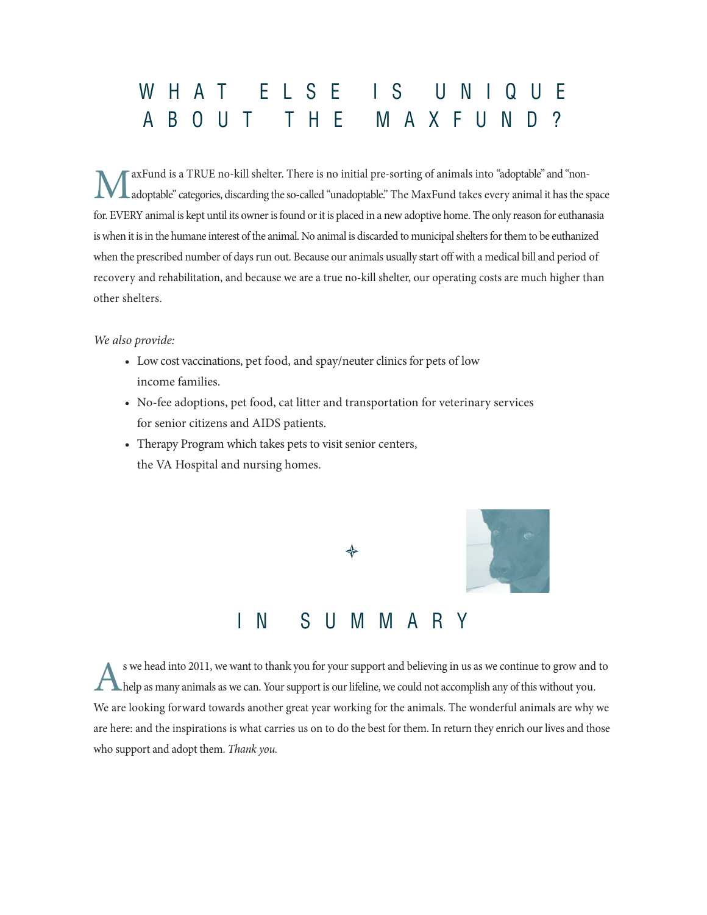# WHAT ELSE IS UNIQUE ABOUT THE MAXFUND?

MaxFund is a TRUE no-kill shelter. There is no initial pre-sorting of animals into "adoptable" and "non-adoptable" categories, discarding the so-called "unadoptable." The MaxFund takes every animal it has the space for. EVERY animal is kept until its owner is found or it is placed in a new adoptive home. The only reason for euthanasia is when it is in the humane interest of the animal. No animal is discarded to municipal shelters for them to be euthanized when the prescribed number of days run out. Because our animals usually start off with a medical bill and period of recovery and rehabilitation, and because we are a true no-kill shelter, our operating costs are much higher than other shelters.

*We also provide:*

- Low cost vaccinations, pet food, and spay/neuter clinics for pets of low income families.
- No-fee adoptions, pet food, cat litter and transportation for veterinary services for senior citizens and AIDS patients.
- Therapy Program which takes pets to visit senior centers, the VA Hospital and nursing homes.

# IN SUMMARY

As we head into 2011, we want to thank you for your support and believing in us as we continue to grow and to help as many animals as we can. Your support is our lifeline, we could not accomplish any of this without you. We are looking forward towards another great year working for the animals. The wonderful animals are why we are here: and the inspirations is what carries us on to do the best for them. In return they enrich our lives and those who support and adopt them. *Thank you.*